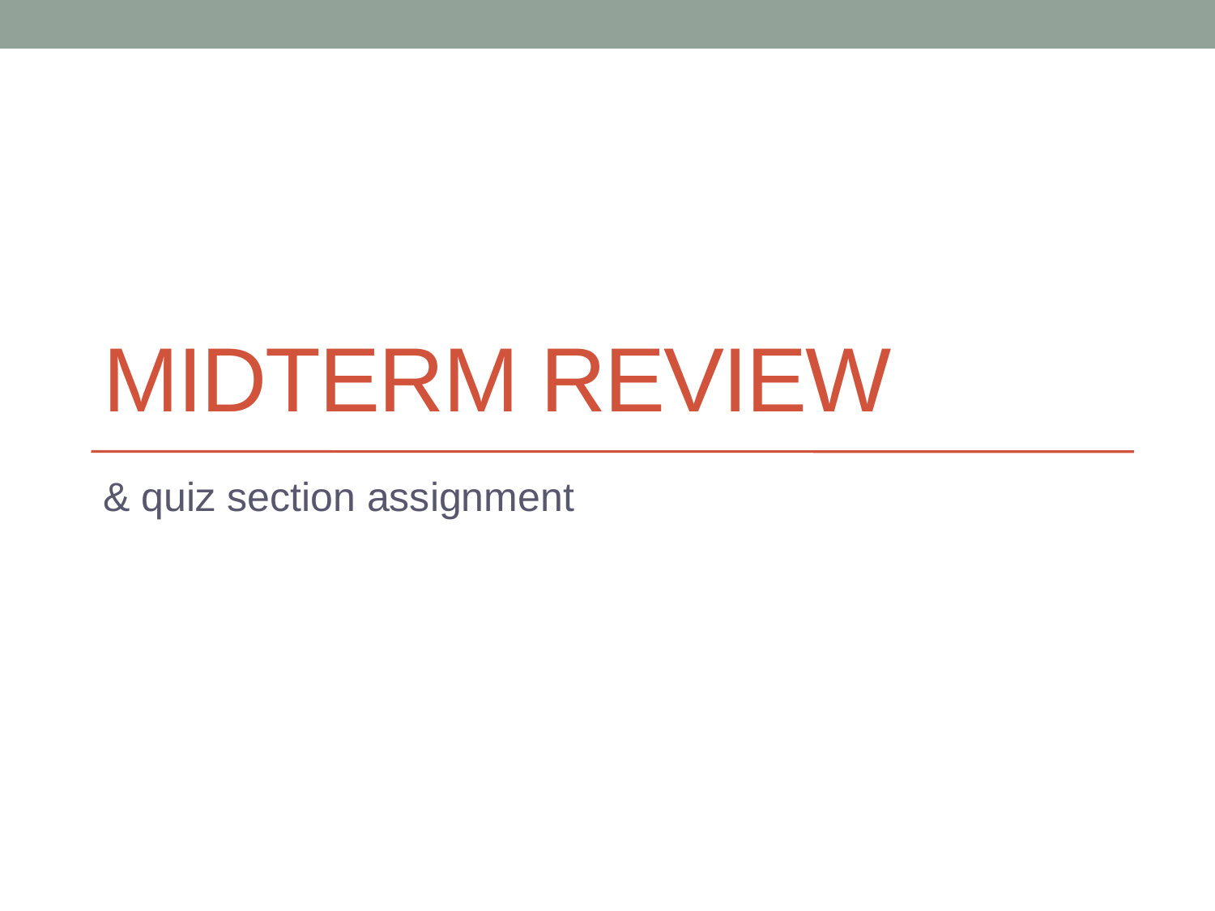# MIDTERM REVIEW

& quiz section assignment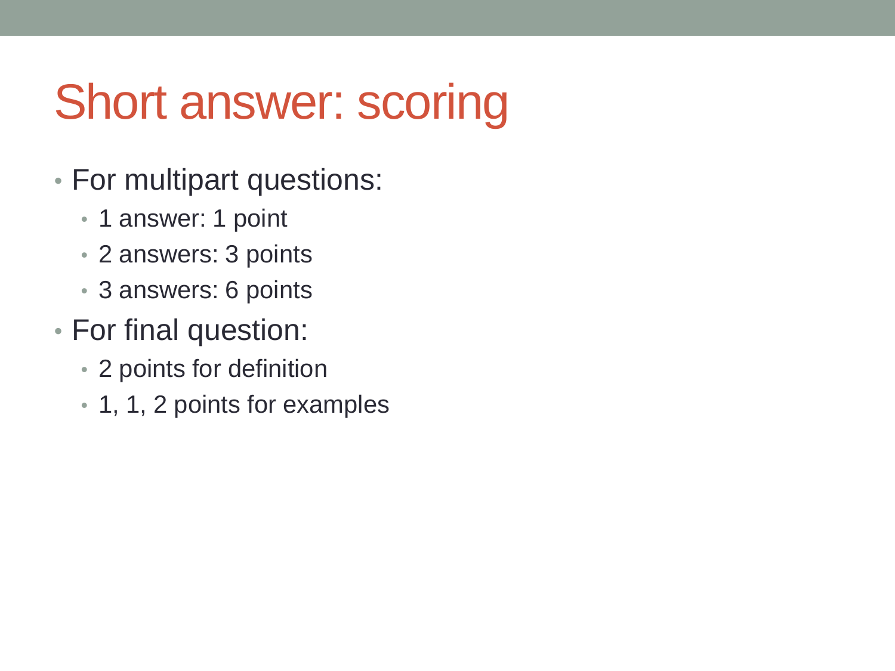# Short answer: scoring

- For multipart questions:
  - 1 answer: 1 point
  - 2 answers: 3 points
  - 3 answers: 6 points
- For final question:
  - 2 points for definition
  - 1, 1, 2 points for examples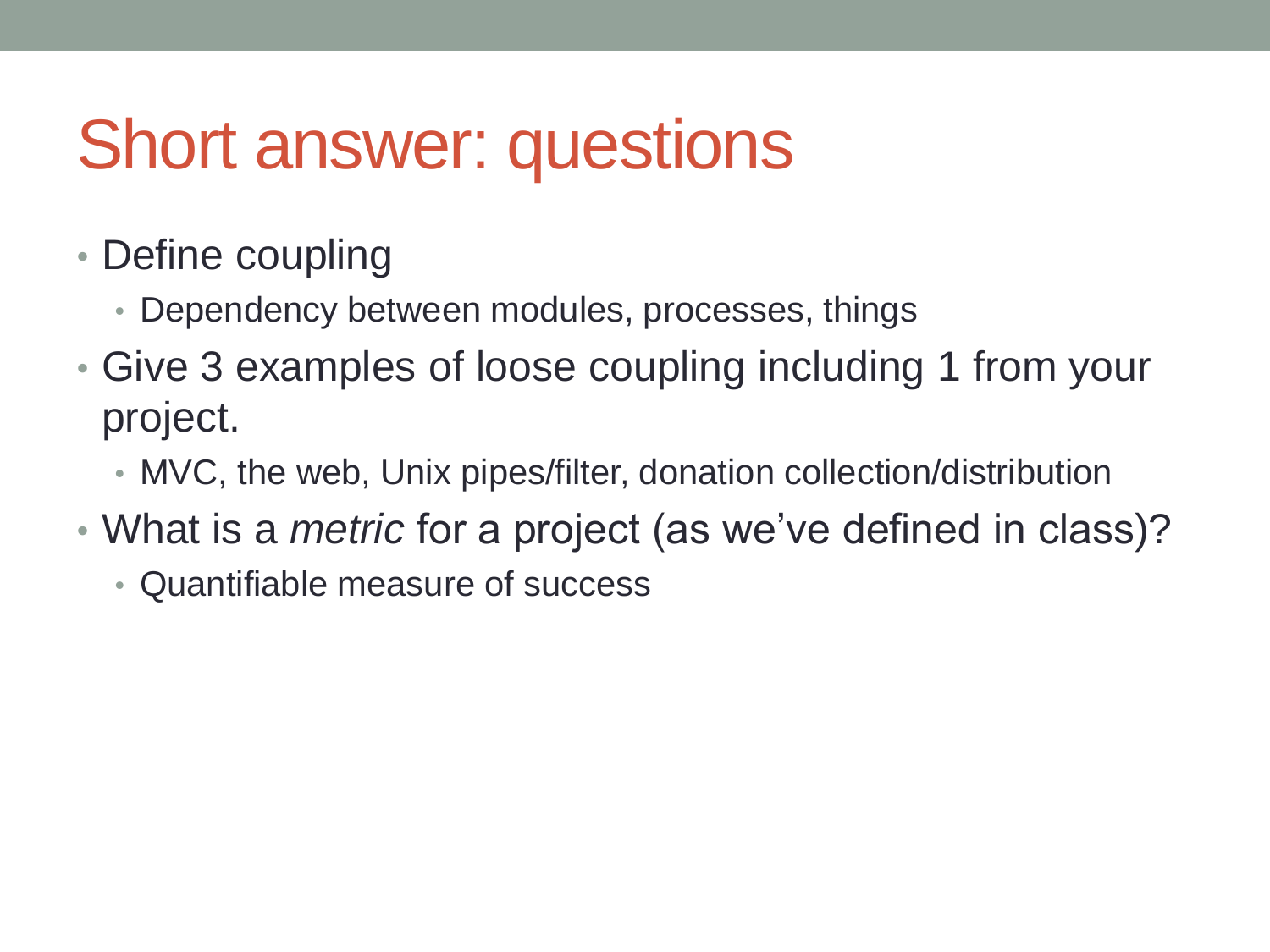# Short answer: questions

- Define coupling
  - Dependency between modules, processes, things
- Give 3 examples of loose coupling including 1 from your project.
  - MVC, the web, Unix pipes/filter, donation collection/distribution
- What is a *metric* for a project (as we've defined in class)?
  - Quantifiable measure of success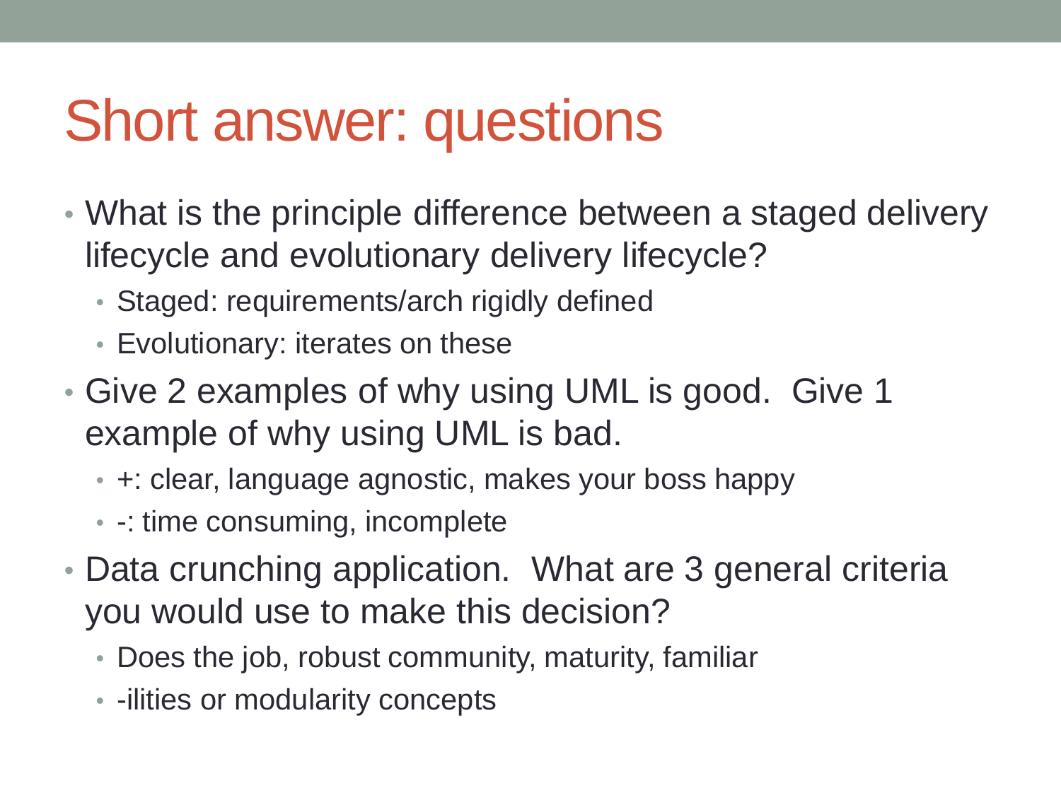# Short answer: questions

- What is the principle difference between a staged delivery lifecycle and evolutionary delivery lifecycle?
  - Staged: requirements/arch rigidly defined
  - Evolutionary: iterates on these
- Give 2 examples of why using UML is good. Give 1 example of why using UML is bad.
  - +: clear, language agnostic, makes your boss happy
  - -: time consuming, incomplete
- Data crunching application. What are 3 general criteria you would use to make this decision?
  - Does the job, robust community, maturity, familiar
  - -ilities or modularity concepts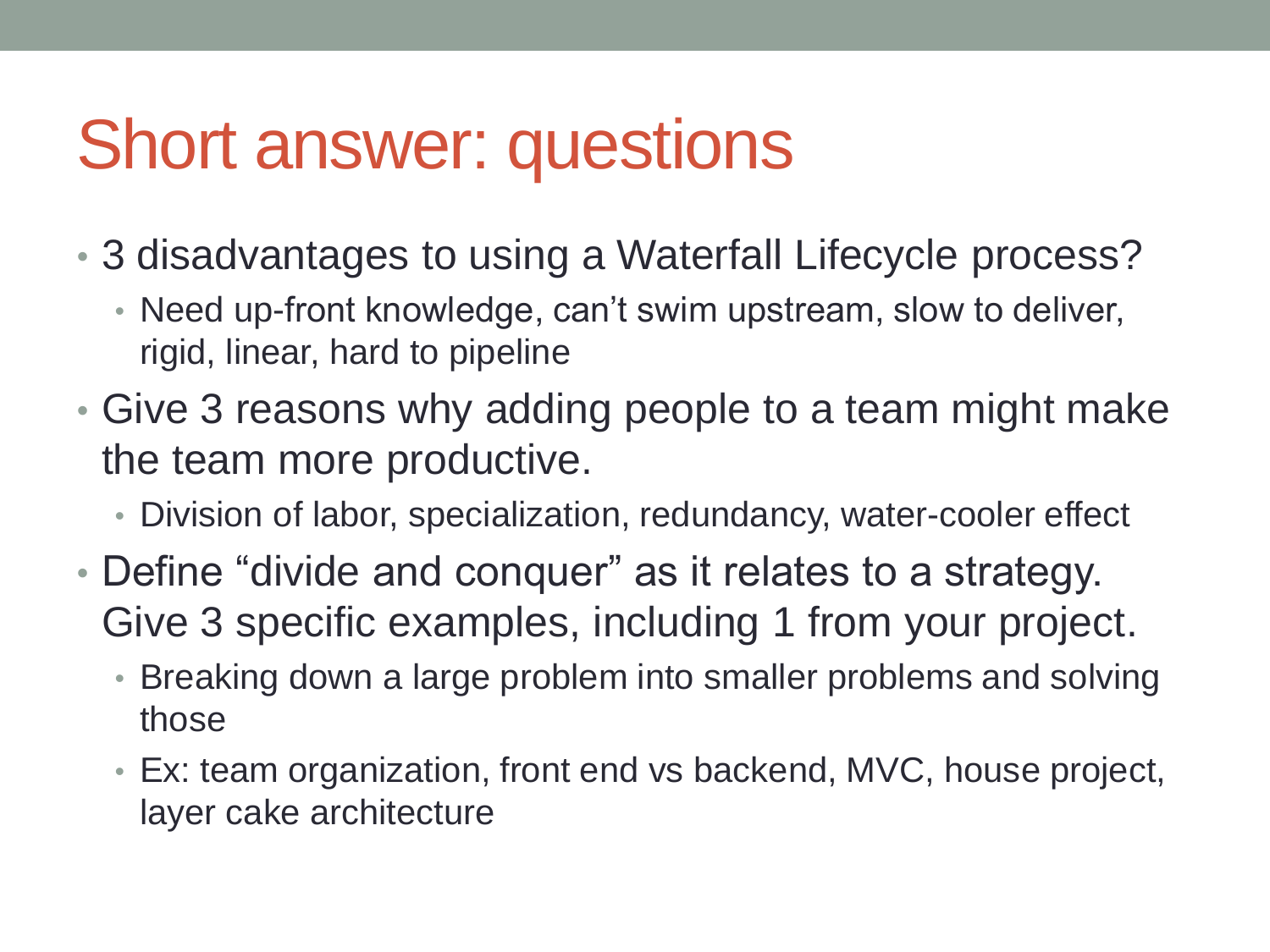# Short answer: questions

- 3 disadvantages to using a Waterfall Lifecycle process?
  - Need up-front knowledge, can't swim upstream, slow to deliver, rigid, linear, hard to pipeline
- Give 3 reasons why adding people to a team might make the team more productive.
  - Division of labor, specialization, redundancy, water-cooler effect
- Define "divide and conquer" as it relates to a strategy. Give 3 specific examples, including 1 from your project.
  - Breaking down a large problem into smaller problems and solving those
  - Ex: team organization, front end vs backend, MVC, house project, layer cake architecture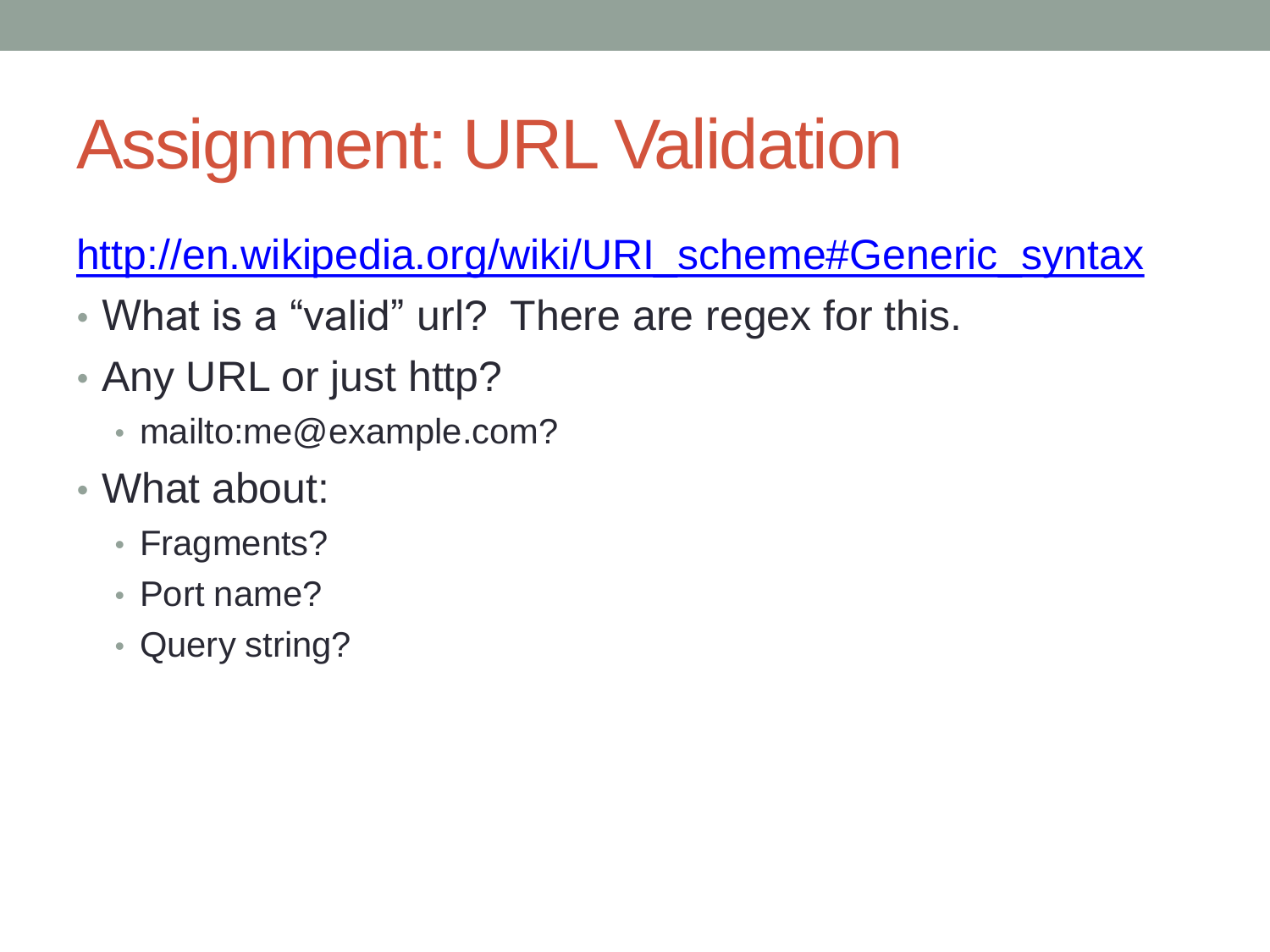# Assignment: URL Validation

http://en.wikipedia.org/wiki/URI_scheme#Generic_syntax

- What is a "valid" url? There are regex for this.
- Any URL or just http?
  - mailto:me@example.com?
- What about:
  - Fragments?
  - Port name?
  - Query string?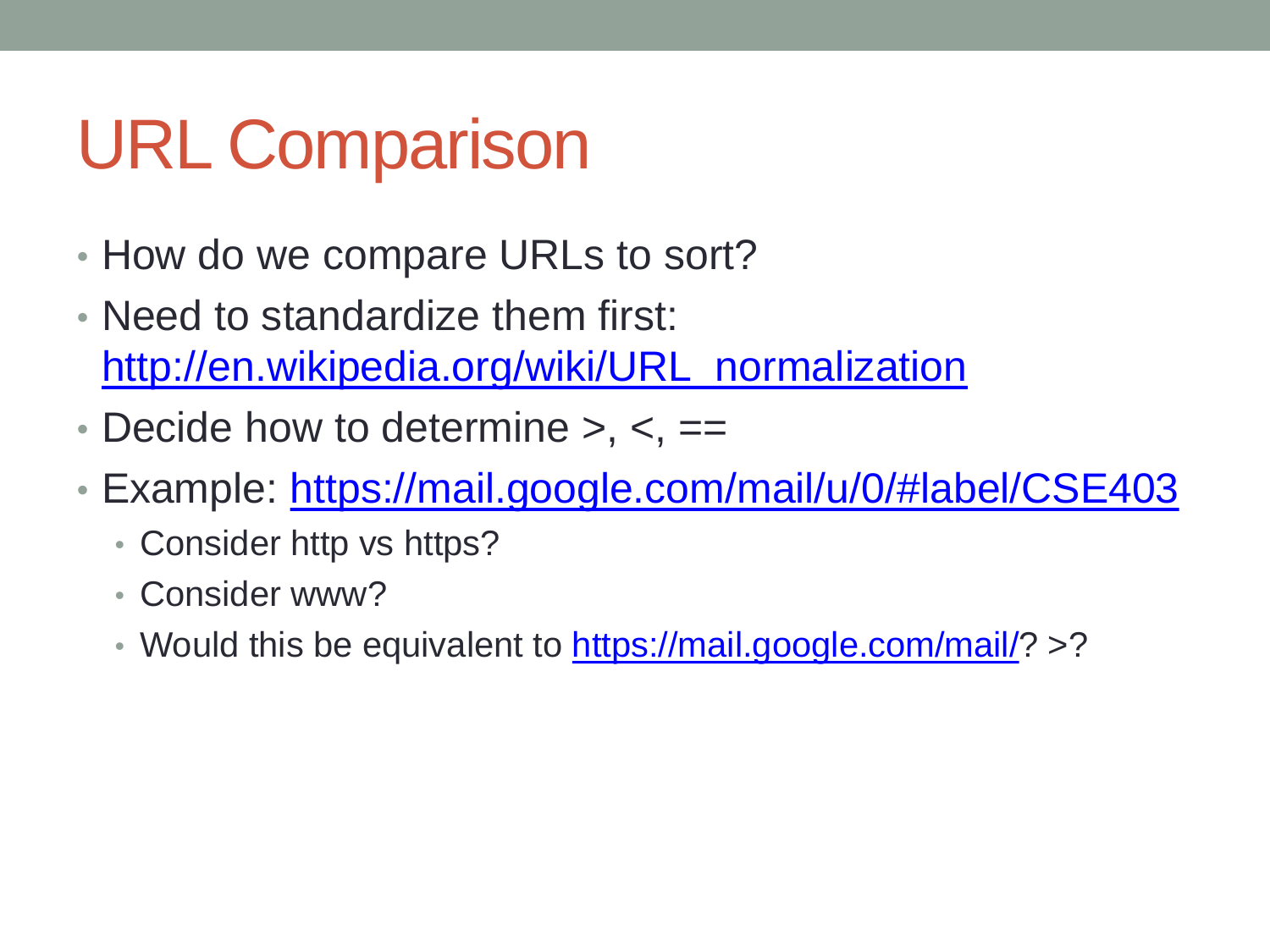# URL Comparison

- How do we compare URLs to sort?
- Need to standardize them first: http://en.wikipedia.org/wiki/URL_normalization
- Decide how to determine >, <, ==
- Example: https://mail.google.com/mail/u/0/#label/CSE403
  - Consider http vs https?
  - Consider www?
  - Would this be equivalent to https://mail.google.com/mail/? >?